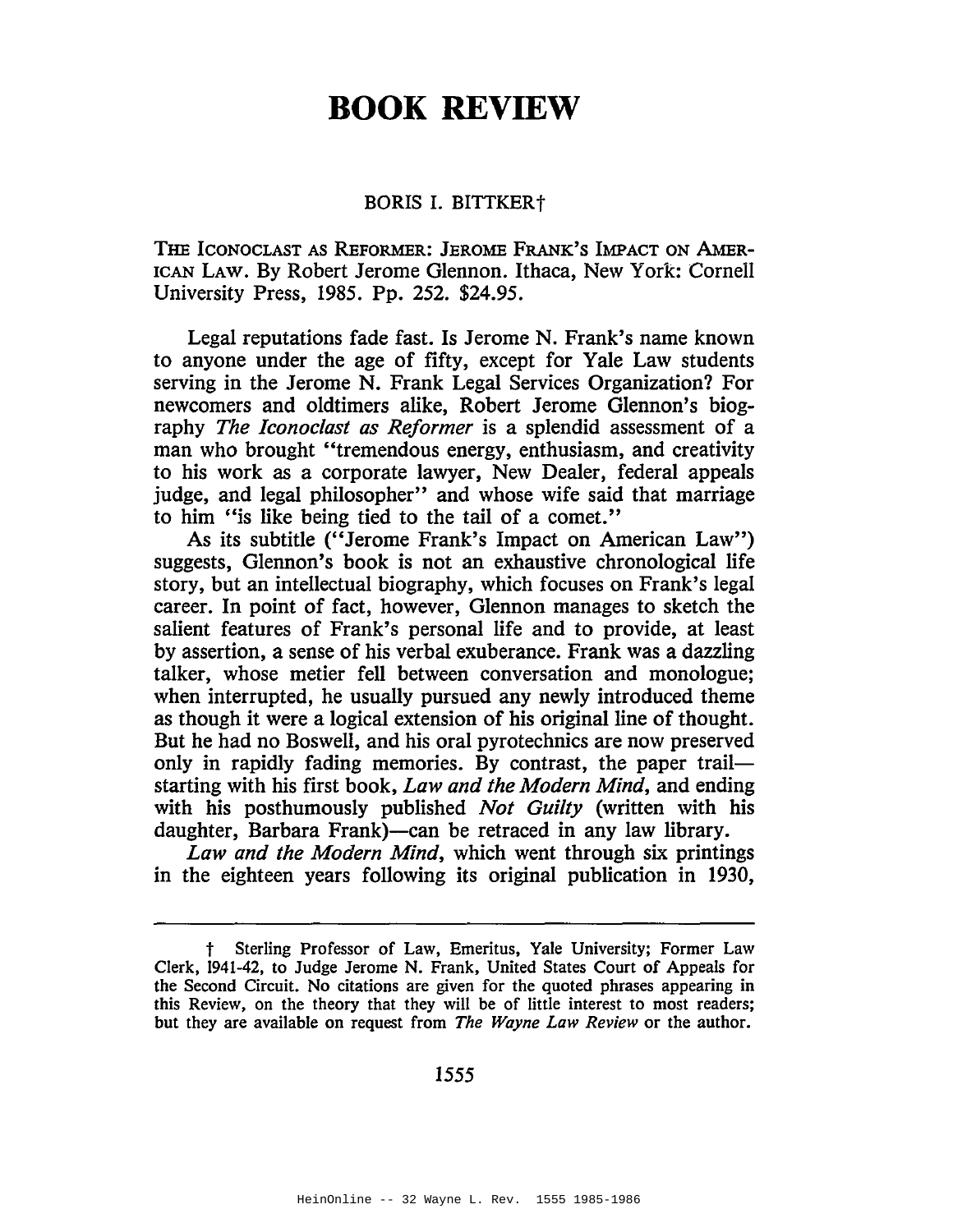# BOOK REVIEW

BORIS I. BITTKER†

THE ICONOCLAST AS REFORMER: JEROME FRANK'S IMPACT ON AMERICAN LAW. By Robert Jerome Glennon. Ithaca, New York: Cornell University Press, 1985. Pp. 252. $24.95.

Legal reputations fade fast. Is Jerome N. Frank's name known to anyone under the age of fifty, except for Yale Law students serving in the Jerome N. Frank Legal Services Organization? For newcomers and oldtimers alike, Robert Jerome Glennon's biography *The Iconoclast as Reformer* is a splendid assessment of a man who brought "tremendous energy, enthusiasm, and creativity to his work as a corporate lawyer, New Dealer, federal appeals judge, and legal philosopher" and whose wife said that marriage to him "is like being tied to the tail of a comet."

As its subtitle ("Jerome Frank's Impact on American Law") suggests, Glennon's book is not an exhaustive chronological life story, but an intellectual biography, which focuses on Frank's legal career. In point of fact, however, Glennon manages to sketch the salient features of Frank's personal life and to provide, at least by assertion, a sense of his verbal exuberance. Frank was a dazzling talker, whose metier fell between conversation and monologue; when interrupted, he usually pursued any newly introduced theme as though it were a logical extension of his original line of thought. But he had no Boswell, and his oral pyrotechnics are now preserved only in rapidly fading memories. By contrast, the paper trail—starting with his first book, *Law and the Modern Mind*, and ending with his posthumously published *Not Guilty* (written with his daughter, Barbara Frank)—can be retraced in any law library.

*Law and the Modern Mind*, which went through six printings in the eighteen years following its original publication in 1930,

---

† Sterling Professor of Law, Emeritus, Yale University; Former Law Clerk, 1941-42, to Judge Jerome N. Frank, United States Court of Appeals for the Second Circuit. No citations are given for the quoted phrases appearing in this Review, on the theory that they will be of little interest to most readers; but they are available on request from *The Wayne Law Review* or the author.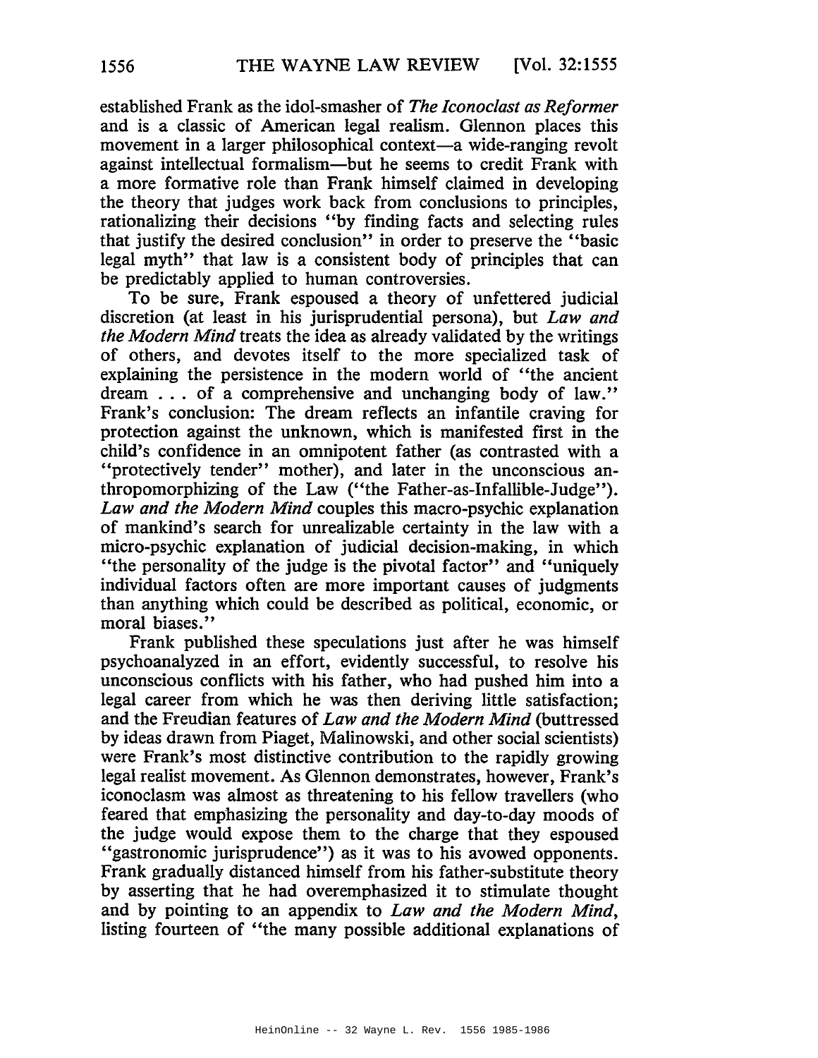established Frank as the idol-smasher of *The Iconoclast as Reformer* and is a classic of American legal realism. Glennon places this movement in a larger philosophical context—a wide-ranging revolt against intellectual formalism—but he seems to credit Frank with a more formative role than Frank himself claimed in developing the theory that judges work back from conclusions to principles, rationalizing their decisions "by finding facts and selecting rules that justify the desired conclusion" in order to preserve the "basic legal myth" that law is a consistent body of principles that can be predictably applied to human controversies.

To be sure, Frank espoused a theory of unfettered judicial discretion (at least in his jurisprudential persona), but *Law and the Modern Mind* treats the idea as already validated by the writings of others, and devotes itself to the more specialized task of explaining the persistence in the modern world of "the ancient dream . . . of a comprehensive and unchanging body of law." Frank's conclusion: The dream reflects an infantile craving for protection against the unknown, which is manifested first in the child's confidence in an omnipotent father (as contrasted with a "protectively tender" mother), and later in the unconscious anthropomorphizing of the Law ("the Father-as-Infallible-Judge"). *Law and the Modern Mind* couples this macro-psychic explanation of mankind's search for unrealizable certainty in the law with a micro-psychic explanation of judicial decision-making, in which "the personality of the judge is the pivotal factor" and "uniquely individual factors often are more important causes of judgments than anything which could be described as political, economic, or moral biases."

Frank published these speculations just after he was himself psychoanalyzed in an effort, evidently successful, to resolve his unconscious conflicts with his father, who had pushed him into a legal career from which he was then deriving little satisfaction; and the Freudian features of *Law and the Modern Mind* (buttressed by ideas drawn from Piaget, Malinowski, and other social scientists) were Frank's most distinctive contribution to the rapidly growing legal realist movement. As Glennon demonstrates, however, Frank's iconoclasm was almost as threatening to his fellow travellers (who feared that emphasizing the personality and day-to-day moods of the judge would expose them to the charge that they espoused "gastronomic jurisprudence") as it was to his avowed opponents. Frank gradually distanced himself from his father-substitute theory by asserting that he had overemphasized it to stimulate thought and by pointing to an appendix to *Law and the Modern Mind*, listing fourteen of "the many possible additional explanations of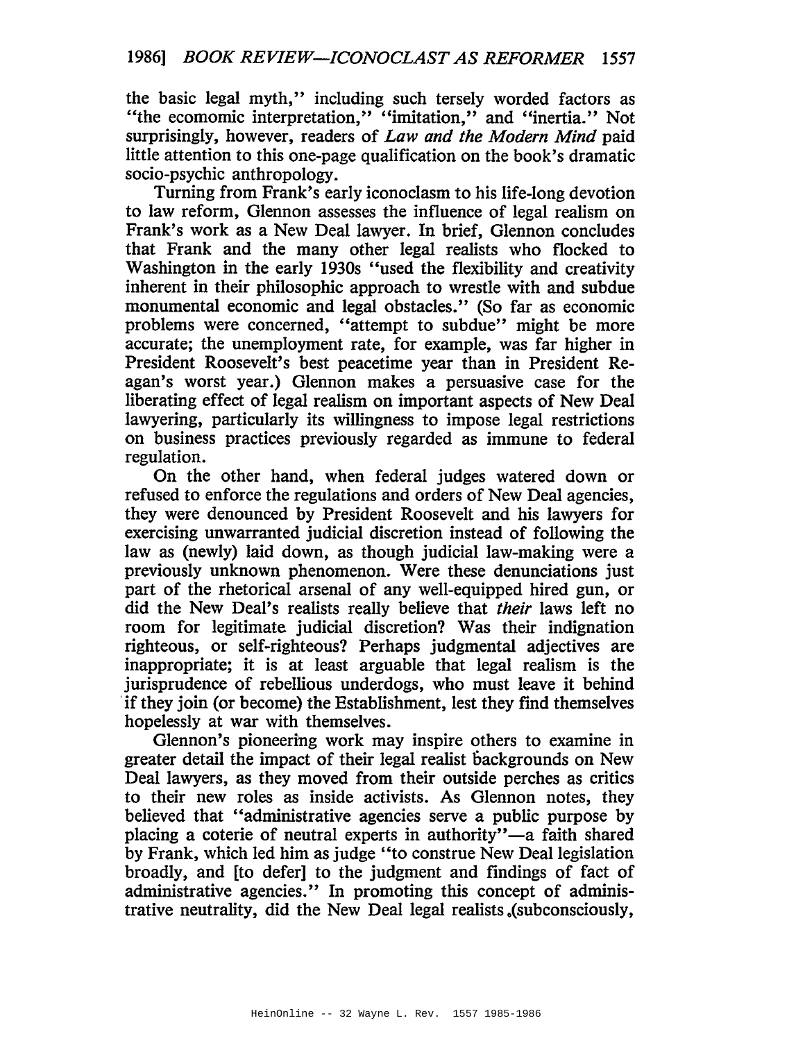the basic legal myth," including such tersely worded factors as "the ecomomic interpretation," "imitation," and "inertia." Not surprisingly, however, readers of *Law and the Modern Mind* paid little attention to this one-page qualification on the book's dramatic socio-psychic anthropology.

Turning from Frank's early iconoclasm to his life-long devotion to law reform, Glennon assesses the influence of legal realism on Frank's work as a New Deal lawyer. In brief, Glennon concludes that Frank and the many other legal realists who flocked to Washington in the early 1930s "used the flexibility and creativity inherent in their philosophic approach to wrestle with and subdue monumental economic and legal obstacles." (So far as economic problems were concerned, "attempt to subdue" might be more accurate; the unemployment rate, for example, was far higher in President Roosevelt's best peacetime year than in President Reagan's worst year.) Glennon makes a persuasive case for the liberating effect of legal realism on important aspects of New Deal lawyering, particularly its willingness to impose legal restrictions on business practices previously regarded as immune to federal regulation.

On the other hand, when federal judges watered down or refused to enforce the regulations and orders of New Deal agencies, they were denounced by President Roosevelt and his lawyers for exercising unwarranted judicial discretion instead of following the law as (newly) laid down, as though judicial law-making were a previously unknown phenomenon. Were these denunciations just part of the rhetorical arsenal of any well-equipped hired gun, or did the New Deal's realists really believe that *their* laws left no room for legitimate judicial discretion? Was their indignation righteous, or self-righteous? Perhaps judgmental adjectives are inappropriate; it is at least arguable that legal realism is the jurisprudence of rebellious underdogs, who must leave it behind if they join (or become) the Establishment, lest they find themselves hopelessly at war with themselves.

Glennon's pioneering work may inspire others to examine in greater detail the impact of their legal realist backgrounds on New Deal lawyers, as they moved from their outside perches as critics to their new roles as inside activists. As Glennon notes, they believed that "administrative agencies serve a public purpose by placing a coterie of neutral experts in authority"—a faith shared by Frank, which led him as judge "to construe New Deal legislation broadly, and [to defer] to the judgment and findings of fact of administrative agencies." In promoting this concept of administrative neutrality, did the New Deal legal realists (subconsciously,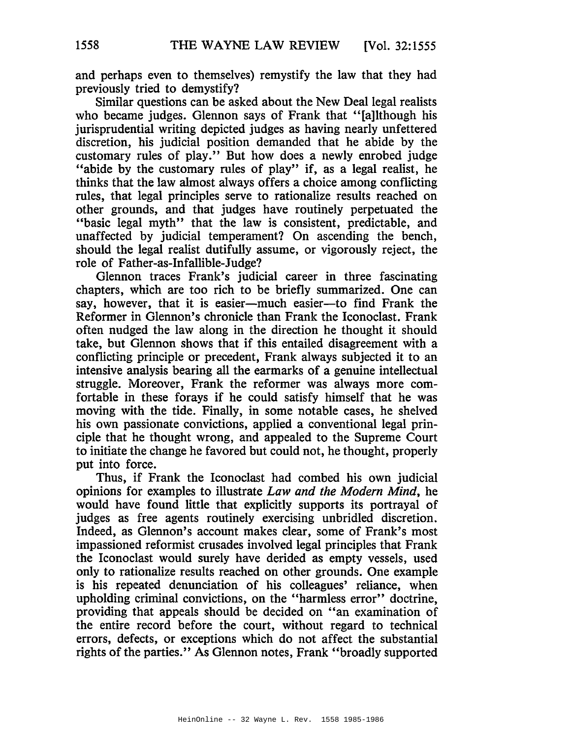and perhaps even to themselves) remystify the law that they had previously tried to demystify?

Similar questions can be asked about the New Deal legal realists who became judges. Glennon says of Frank that "[a]lthough his jurisprudential writing depicted judges as having nearly unfettered discretion, his judicial position demanded that he abide by the customary rules of play." But how does a newly enrobed judge "abide by the customary rules of play" if, as a legal realist, he thinks that the law almost always offers a choice among conflicting rules, that legal principles serve to rationalize results reached on other grounds, and that judges have routinely perpetuated the "basic legal myth" that the law is consistent, predictable, and unaffected by judicial temperament? On ascending the bench, should the legal realist dutifully assume, or vigorously reject, the role of Father-as-Infallible-Judge?

Glennon traces Frank's judicial career in three fascinating chapters, which are too rich to be briefly summarized. One can say, however, that it is easier—much easier—to find Frank the Reformer in Glennon's chronicle than Frank the Iconoclast. Frank often nudged the law along in the direction he thought it should take, but Glennon shows that if this entailed disagreement with a conflicting principle or precedent, Frank always subjected it to an intensive analysis bearing all the earmarks of a genuine intellectual struggle. Moreover, Frank the reformer was always more comfortable in these forays if he could satisfy himself that he was moving with the tide. Finally, in some notable cases, he shelved his own passionate convictions, applied a conventional legal principle that he thought wrong, and appealed to the Supreme Court to initiate the change he favored but could not, he thought, properly put into force.

Thus, if Frank the Iconoclast had combed his own judicial opinions for examples to illustrate *Law and the Modern Mind*, he would have found little that explicitly supports its portrayal of judges as free agents routinely exercising unbridled discretion. Indeed, as Glennon's account makes clear, some of Frank's most impassioned reformist crusades involved legal principles that Frank the Iconoclast would surely have derided as empty vessels, used only to rationalize results reached on other grounds. One example is his repeated denunciation of his colleagues' reliance, when upholding criminal convictions, on the "harmless error" doctrine, providing that appeals should be decided on "an examination of the entire record before the court, without regard to technical errors, defects, or exceptions which do not affect the substantial rights of the parties." As Glennon notes, Frank "broadly supported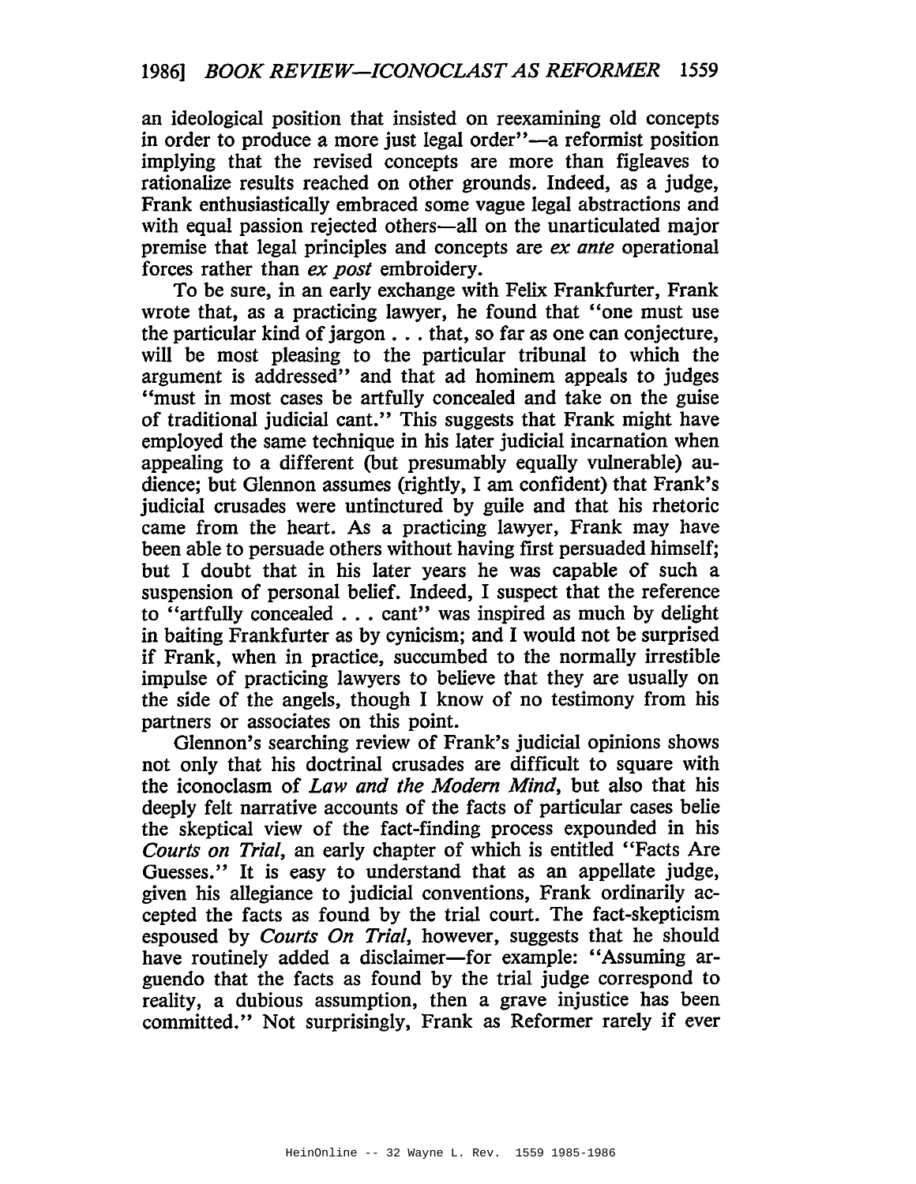an ideological position that insisted on reexamining old concepts in order to produce a more just legal order"—a reformist position implying that the revised concepts are more than figleaves to rationalize results reached on other grounds. Indeed, as a judge, Frank enthusiastically embraced some vague legal abstractions and with equal passion rejected others—all on the unarticulated major premise that legal principles and concepts are *ex ante* operational forces rather than *ex post* embroidery.

To be sure, in an early exchange with Felix Frankfurter, Frank wrote that, as a practicing lawyer, he found that "one must use the particular kind of jargon . . . that, so far as one can conjecture, will be most pleasing to the particular tribunal to which the argument is addressed" and that ad hominem appeals to judges "must in most cases be artfully concealed and take on the guise of traditional judicial cant." This suggests that Frank might have employed the same technique in his later judicial incarnation when appealing to a different (but presumably equally vulnerable) audience; but Glennon assumes (rightly, I am confident) that Frank's judicial crusades were untinctured by guile and that his rhetoric came from the heart. As a practicing lawyer, Frank may have been able to persuade others without having first persuaded himself; but I doubt that in his later years he was capable of such a suspension of personal belief. Indeed, I suspect that the reference to "artfully concealed . . . cant" was inspired as much by delight in baiting Frankfurter as by cynicism; and I would not be surprised if Frank, when in practice, succumbed to the normally irrestible impulse of practicing lawyers to believe that they are usually on the side of the angels, though I know of no testimony from his partners or associates on this point.

Glennon's searching review of Frank's judicial opinions shows not only that his doctrinal crusades are difficult to square with the iconoclasm of *Law and the Modern Mind*, but also that his deeply felt narrative accounts of the facts of particular cases belie the skeptical view of the fact-finding process expounded in his *Courts on Trial*, an early chapter of which is entitled "Facts Are Guesses." It is easy to understand that as an appellate judge, given his allegiance to judicial conventions, Frank ordinarily accepted the facts as found by the trial court. The fact-skepticism espoused by *Courts On Trial*, however, suggests that he should have routinely added a disclaimer—for example: "Assuming arguendo that the facts as found by the trial judge correspond to reality, a dubious assumption, then a grave injustice has been committed." Not surprisingly, Frank as Reformer rarely if ever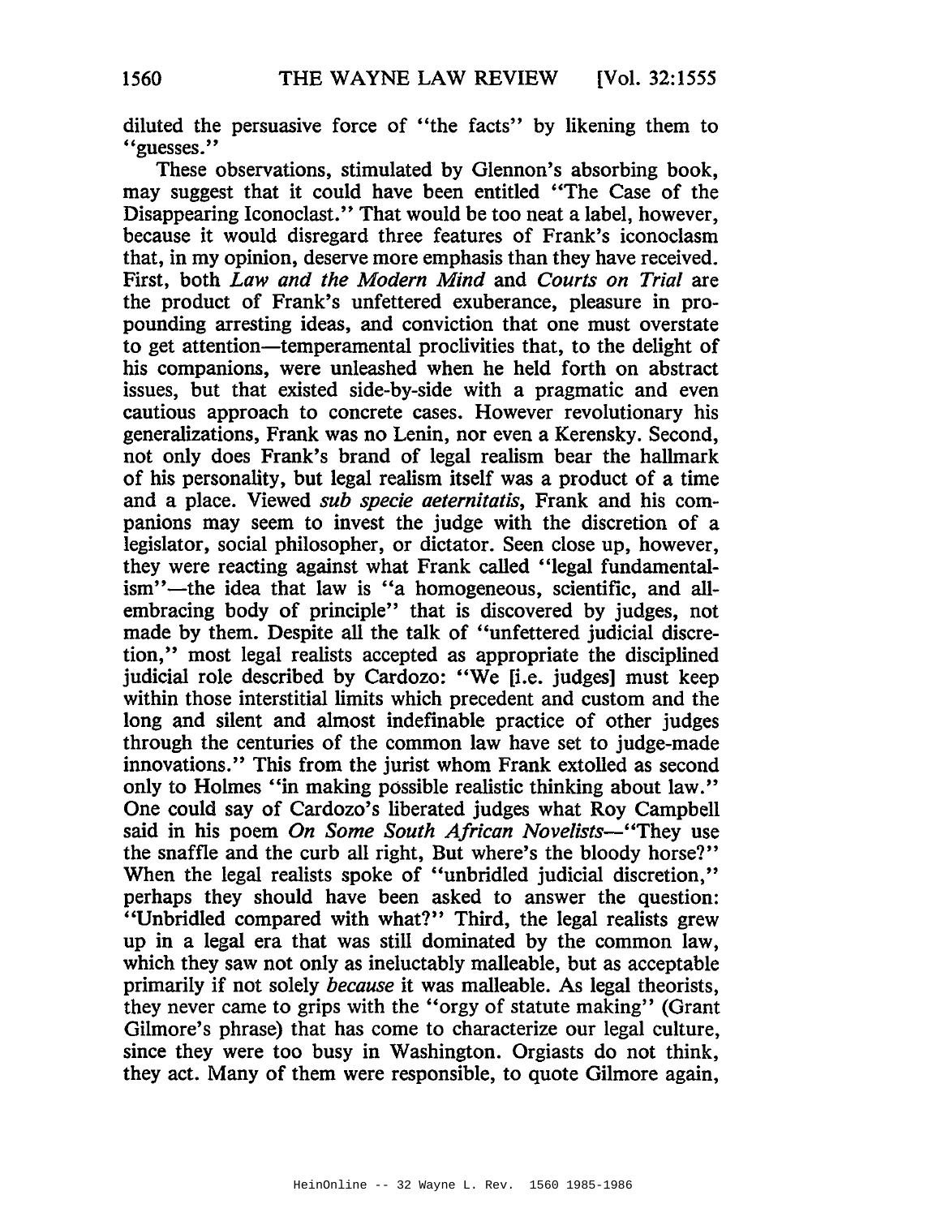diluted the persuasive force of "the facts" by likening them to "guesses."

These observations, stimulated by Glennon's absorbing book, may suggest that it could have been entitled "The Case of the Disappearing Iconoclast." That would be too neat a label, however, because it would disregard three features of Frank's iconoclasm that, in my opinion, deserve more emphasis than they have received. First, both *Law and the Modern Mind* and *Courts on Trial* are the product of Frank's unfettered exuberance, pleasure in propounding arresting ideas, and conviction that one must overstate to get attention—temperamental proclivities that, to the delight of his companions, were unleashed when he held forth on abstract issues, but that existed side-by-side with a pragmatic and even cautious approach to concrete cases. However revolutionary his generalizations, Frank was no Lenin, nor even a Kerensky. Second, not only does Frank's brand of legal realism bear the hallmark of his personality, but legal realism itself was a product of a time and a place. Viewed *sub specie aeternitatis*, Frank and his companions may seem to invest the judge with the discretion of a legislator, social philosopher, or dictator. Seen close up, however, they were reacting against what Frank called "legal fundamentalism"—the idea that law is "a homogeneous, scientific, and all-embracing body of principle" that is discovered by judges, not made by them. Despite all the talk of "unfettered judicial discretion," most legal realists accepted as appropriate the disciplined judicial role described by Cardozo: "We [i.e. judges] must keep within those interstitial limits which precedent and custom and the long and silent and almost indefinable practice of other judges through the centuries of the common law have set to judge-made innovations." This from the jurist whom Frank extolled as second only to Holmes "in making possible realistic thinking about law." One could say of Cardozo's liberated judges what Roy Campbell said in his poem *On Some South African Novelists*—"They use the snaffle and the curb all right, But where's the bloody horse?" When the legal realists spoke of "unbridled judicial discretion," perhaps they should have been asked to answer the question: "Unbridled compared with what?" Third, the legal realists grew up in a legal era that was still dominated by the common law, which they saw not only as ineluctably malleable, but as acceptable primarily if not solely *because* it was malleable. As legal theorists, they never came to grips with the "orgy of statute making" (Grant Gilmore's phrase) that has come to characterize our legal culture, since they were too busy in Washington. Orgiasts do not think, they act. Many of them were responsible, to quote Gilmore again,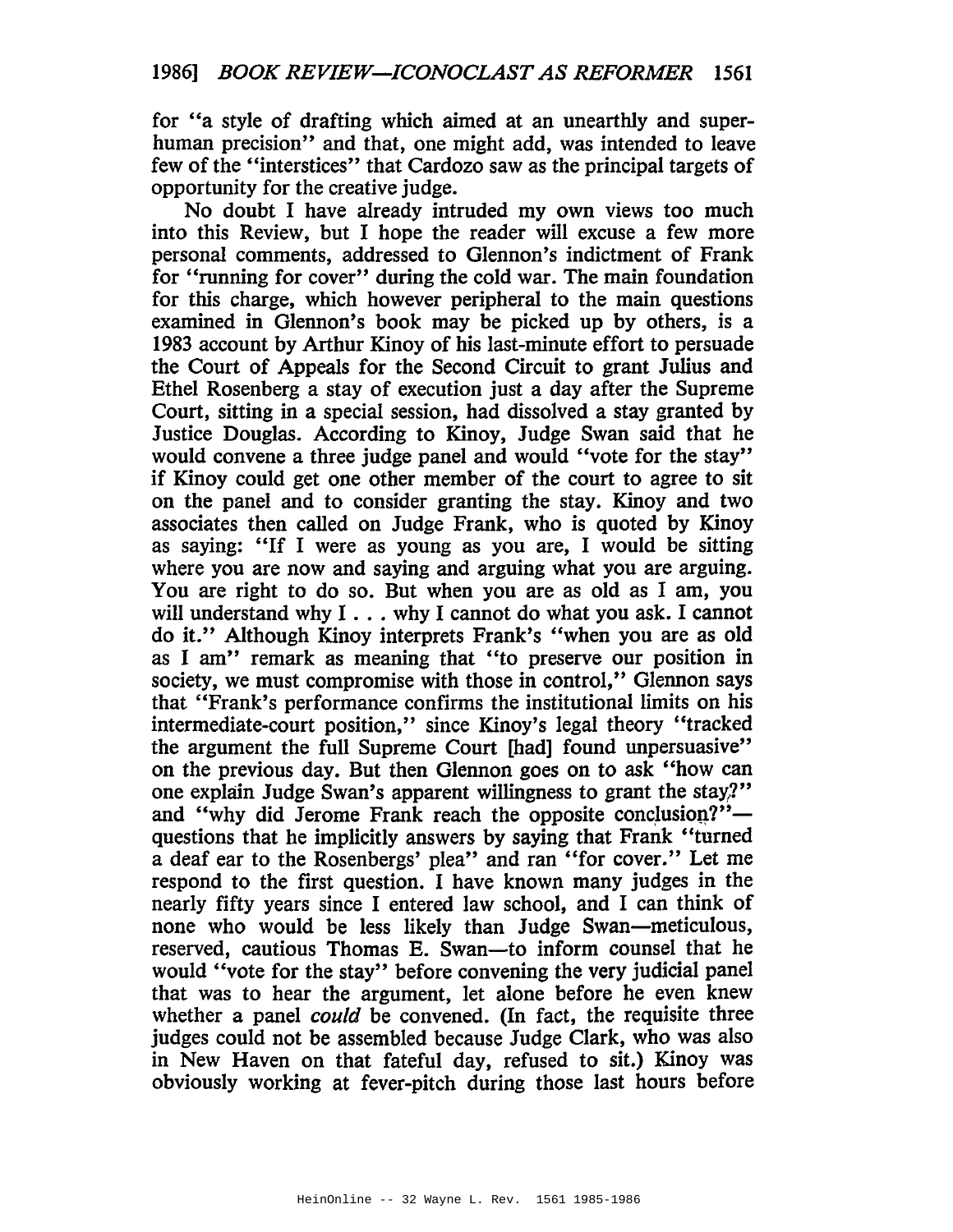for "a style of drafting which aimed at an unearthly and superhuman precision" and that, one might add, was intended to leave few of the "interstices" that Cardozo saw as the principal targets of opportunity for the creative judge.

No doubt I have already intruded my own views too much into this Review, but I hope the reader will excuse a few more personal comments, addressed to Glennon's indictment of Frank for "running for cover" during the cold war. The main foundation for this charge, which however peripheral to the main questions examined in Glennon's book may be picked up by others, is a 1983 account by Arthur Kinoy of his last-minute effort to persuade the Court of Appeals for the Second Circuit to grant Julius and Ethel Rosenberg a stay of execution just a day after the Supreme Court, sitting in a special session, had dissolved a stay granted by Justice Douglas. According to Kinoy, Judge Swan said that he would convene a three judge panel and would "vote for the stay" if Kinoy could get one other member of the court to agree to sit on the panel and to consider granting the stay. Kinoy and two associates then called on Judge Frank, who is quoted by Kinoy as saying: "If I were as young as you are, I would be sitting where you are now and saying and arguing what you are arguing. You are right to do so. But when you are as old as I am, you will understand why I . . . why I cannot do what you ask. I cannot do it." Although Kinoy interprets Frank's "when you are as old as I am" remark as meaning that "to preserve our position in society, we must compromise with those in control," Glennon says that "Frank's performance confirms the institutional limits on his intermediate-court position," since Kinoy's legal theory "tracked the argument the full Supreme Court [had] found unpersuasive" on the previous day. But then Glennon goes on to ask "how can one explain Judge Swan's apparent willingness to grant the stay?" and "why did Jerome Frank reach the opposite conclusion?"—questions that he implicitly answers by saying that Frank "turned a deaf ear to the Rosenbergs' plea" and ran "for cover." Let me respond to the first question. I have known many judges in the nearly fifty years since I entered law school, and I can think of none who would be less likely than Judge Swan—meticulous, reserved, cautious Thomas E. Swan—to inform counsel that he would "vote for the stay" before convening the very judicial panel that was to hear the argument, let alone before he even knew whether a panel *could* be convened. (In fact, the requisite three judges could not be assembled because Judge Clark, who was also in New Haven on that fateful day, refused to sit.) Kinoy was obviously working at fever-pitch during those last hours before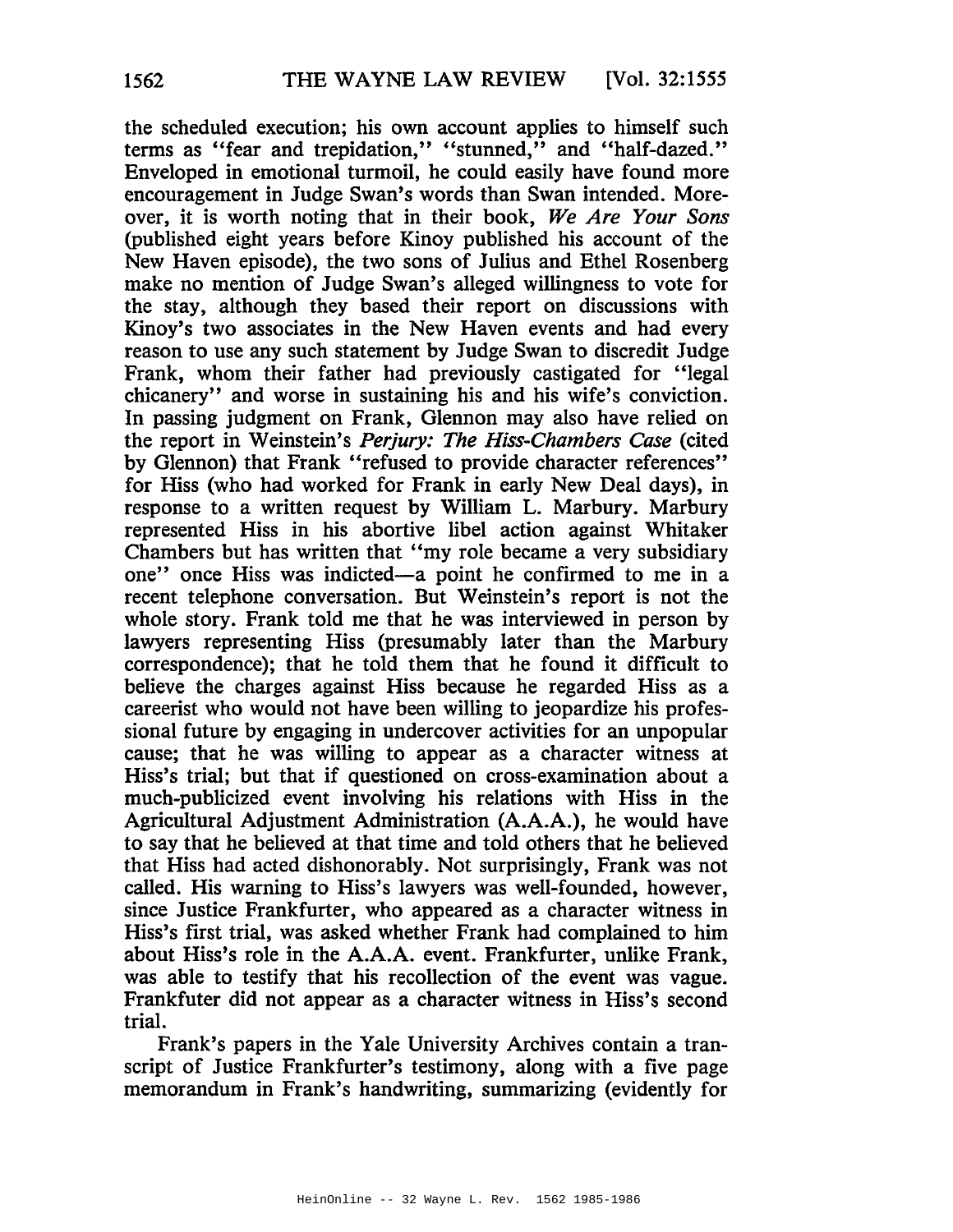the scheduled execution; his own account applies to himself such terms as "fear and trepidation," "stunned," and "half-dazed." Enveloped in emotional turmoil, he could easily have found more encouragement in Judge Swan's words than Swan intended. Moreover, it is worth noting that in their book, *We Are Your Sons* (published eight years before Kinoy published his account of the New Haven episode), the two sons of Julius and Ethel Rosenberg make no mention of Judge Swan's alleged willingness to vote for the stay, although they based their report on discussions with Kinoy's two associates in the New Haven events and had every reason to use any such statement by Judge Swan to discredit Judge Frank, whom their father had previously castigated for "legal chicanery" and worse in sustaining his and his wife's conviction. In passing judgment on Frank, Glennon may also have relied on the report in Weinstein's *Perjury: The Hiss-Chambers Case* (cited by Glennon) that Frank "refused to provide character references" for Hiss (who had worked for Frank in early New Deal days), in response to a written request by William L. Marbury. Marbury represented Hiss in his abortive libel action against Whitaker Chambers but has written that "my role became a very subsidiary one" once Hiss was indicted—a point he confirmed to me in a recent telephone conversation. But Weinstein's report is not the whole story. Frank told me that he was interviewed in person by lawyers representing Hiss (presumably later than the Marbury correspondence); that he told them that he found it difficult to believe the charges against Hiss because he regarded Hiss as a careerist who would not have been willing to jeopardize his professional future by engaging in undercover activities for an unpopular cause; that he was willing to appear as a character witness at Hiss's trial; but that if questioned on cross-examination about a much-publicized event involving his relations with Hiss in the Agricultural Adjustment Administration (A.A.A.), he would have to say that he believed at that time and told others that he believed that Hiss had acted dishonorably. Not surprisingly, Frank was not called. His warning to Hiss's lawyers was well-founded, however, since Justice Frankfurter, who appeared as a character witness in Hiss's first trial, was asked whether Frank had complained to him about Hiss's role in the A.A.A. event. Frankfurter, unlike Frank, was able to testify that his recollection of the event was vague. Frankfuter did not appear as a character witness in Hiss's second trial.

Frank's papers in the Yale University Archives contain a transcript of Justice Frankfurter's testimony, along with a five page memorandum in Frank's handwriting, summarizing (evidently for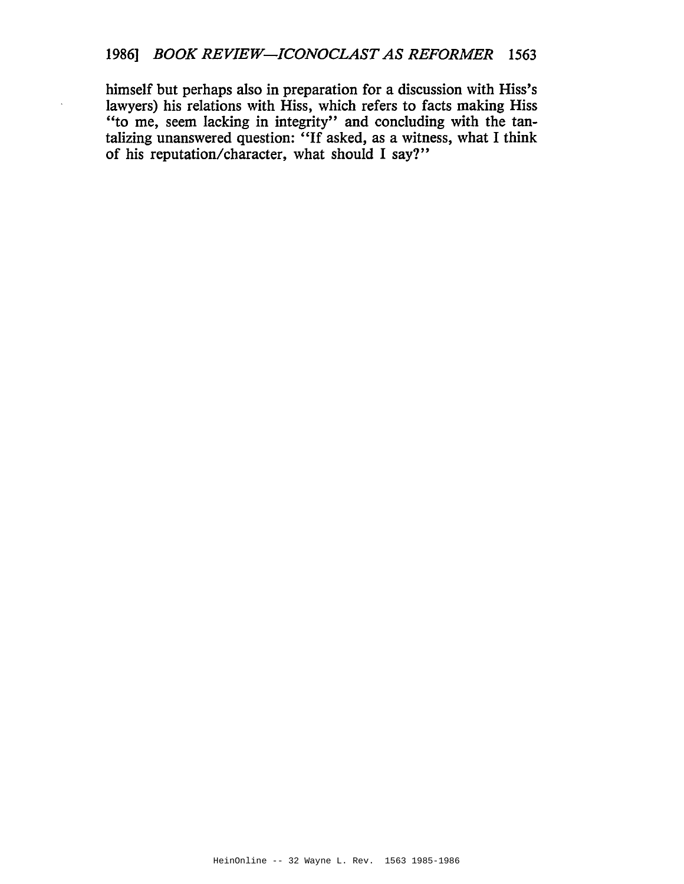himself but perhaps also in preparation for a discussion with Hiss's lawyers) his relations with Hiss, which refers to facts making Hiss "to me, seem lacking in integrity" and concluding with the tantalizing unanswered question: "If asked, as a witness, what I think of his reputation/character, what should I say?"